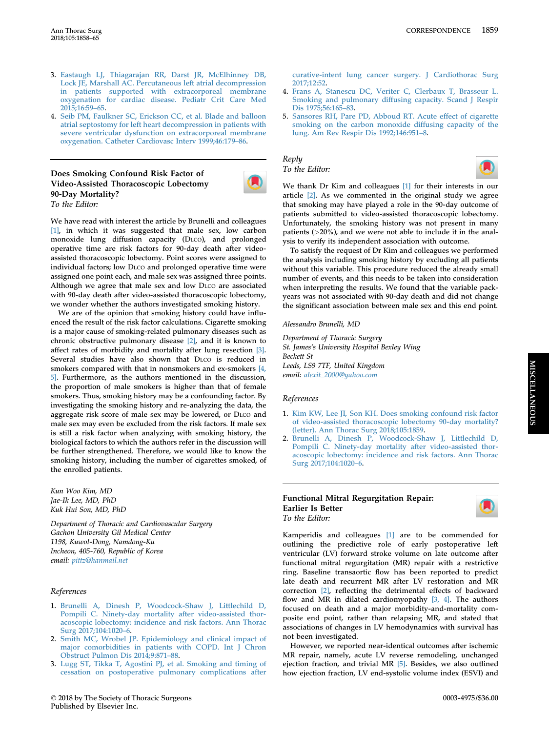3. Eastaugh LJ, Thiagarajan RR, Darst JR, McElhinney DB, Lock JE, Marshall AC. Percutaneous left atrial decompression in patients supported with extracorporeal membrane oxygenation for cardiac disease. Pediatr Crit Care Med 2015;16:59–65.
4. Seib PM, Faulkner SC, Erickson CC, et al. Blade and balloon atrial septostomy for left heart decompression in patients with severe ventricular dysfunction on extracorporeal membrane oxygenation. Catheter Cardiovasc Interv 1999;46:179–86.

## Does Smoking Confound Risk Factor of Video-Assisted Thoracoscopic Lobectomy 90-Day Mortality?

*To the Editor:*

We have read with interest the article by Brunelli and colleagues [1], in which it was suggested that male sex, low carbon monoxide lung diffusion capacity (DLCO), and prolonged operative time are risk factors for 90-day death after video-assisted thoracoscopic lobectomy. Point scores were assigned to individual factors; low DLCO and prolonged operative time were assigned one point each, and male sex was assigned three points. Although we agree that male sex and low DLCO are associated with 90-day death after video-assisted thoracoscopic lobectomy, we wonder whether the authors investigated smoking history.

We are of the opinion that smoking history could have influenced the result of the risk factor calculations. Cigarette smoking is a major cause of smoking-related pulmonary diseases such as chronic obstructive pulmonary disease [2], and it is known to affect rates of morbidity and mortality after lung resection [3]. Several studies have also shown that DLCO is reduced in smokers compared with that in nonsmokers and ex-smokers [4, 5]. Furthermore, as the authors mentioned in the discussion, the proportion of male smokers is higher than that of female smokers. Thus, smoking history may be a confounding factor. By investigating the smoking history and re-analyzing the data, the aggregate risk score of male sex may be lowered, or DLCO and male sex may even be excluded from the risk factors. If male sex is still a risk factor when analyzing with smoking history, the biological factors to which the authors refer in the discussion will be further strengthened. Therefore, we would like to know the smoking history, including the number of cigarettes smoked, of the enrolled patients.

*Kun Woo Kim, MD*
*Jae-Ik Lee, MD, PhD*
*Kuk Hui Son, MD, PhD*

*Department of Thoracic and Cardiovascular Surgery*
*Gachon University Gil Medical Center*
*1198, Kuwol-Dong, Namdong-Ku*
*Incheon, 405-760, Republic of Korea*
*email: pittz@hanmail.net*

### References

1. Brunelli A, Dinesh P, Woodcock-Shaw J, Littlechild D, Pompili C. Ninety-day mortality after video-assisted thoracoscopic lobectomy: incidence and risk factors. Ann Thorac Surg 2017;104:1020–6.
2. Smith MC, Wrobel JP. Epidemiology and clinical impact of major comorbidities in patients with COPD. Int J Chron Obstruct Pulmon Dis 2014;9:871–88.
3. Lugg ST, Tikka T, Agostini PJ, et al. Smoking and timing of cessation on postoperative pulmonary complications after curative-intent lung cancer surgery. J Cardiothorac Surg 2017;12:52.
4. Frans A, Stanescu DC, Veriter C, Clerbaux T, Brasseur L. Smoking and pulmonary diffusing capacity. Scand J Respir Dis 1975;56:165–83.
5. Sansores RH, Pare PD, Abboud RT. Acute effect of cigarette smoking on the carbon monoxide diffusing capacity of the lung. Am Rev Respir Dis 1992;146:951–8.

## Reply

*To the Editor:*

We thank Dr Kim and colleagues [1] for their interests in our article [2]. As we commented in the original study we agree that smoking may have played a role in the 90-day outcome of patients submitted to video-assisted thoracoscopic lobectomy. Unfortunately, the smoking history was not present in many patients (>20%), and we were not able to include it in the analysis to verify its independent association with outcome.

To satisfy the request of Dr Kim and colleagues we performed the analysis including smoking history by excluding all patients without this variable. This procedure reduced the already small number of events, and this needs to be taken into consideration when interpreting the results. We found that the variable pack-years was not associated with 90-day death and did not change the significant association between male sex and this end point.

*Alessandro Brunelli, MD*

*Department of Thoracic Surgery*
*St. James's University Hospital Bexley Wing*
*Beckett St*
*Leeds, LS9 7TF, United Kingdom*
*email: alexit_2000@yahoo.com*

### References

1. Kim KW, Lee JI, Son KH. Does smoking confound risk factor of video-assisted thoracoscopic lobectomy 90-day mortality? (letter). Ann Thorac Surg 2018;105:1859.
2. Brunelli A, Dinesh P, Woodcock-Shaw J, Littlechild D, Pompili C. Ninety-day mortality after video-assisted thoracoscopic lobectomy: incidence and risk factors. Ann Thorac Surg 2017;104:1020–6.

## Functional Mitral Regurgitation Repair: Earlier Is Better

*To the Editor:*

Kamperidis and colleagues [1] are to be commended for outlining the predictive role of early postoperative left ventricular (LV) forward stroke volume on late outcome after functional mitral regurgitation (MR) repair with a restrictive ring. Baseline transaortic flow has been reported to predict late death and recurrent MR after LV restoration and MR correction [2], reflecting the detrimental effects of backward flow and MR in dilated cardiomyopathy [3, 4]. The authors focused on death and a major morbidity-and-mortality composite end point, rather than relapsing MR, and stated that associations of changes in LV hemodynamics with survival has not been investigated.

However, we reported near-identical outcomes after ischemic MR repair, namely, acute LV reverse remodeling, unchanged ejection fraction, and trivial MR [5]. Besides, we also outlined how ejection fraction, LV end-systolic volume index (ESVI) and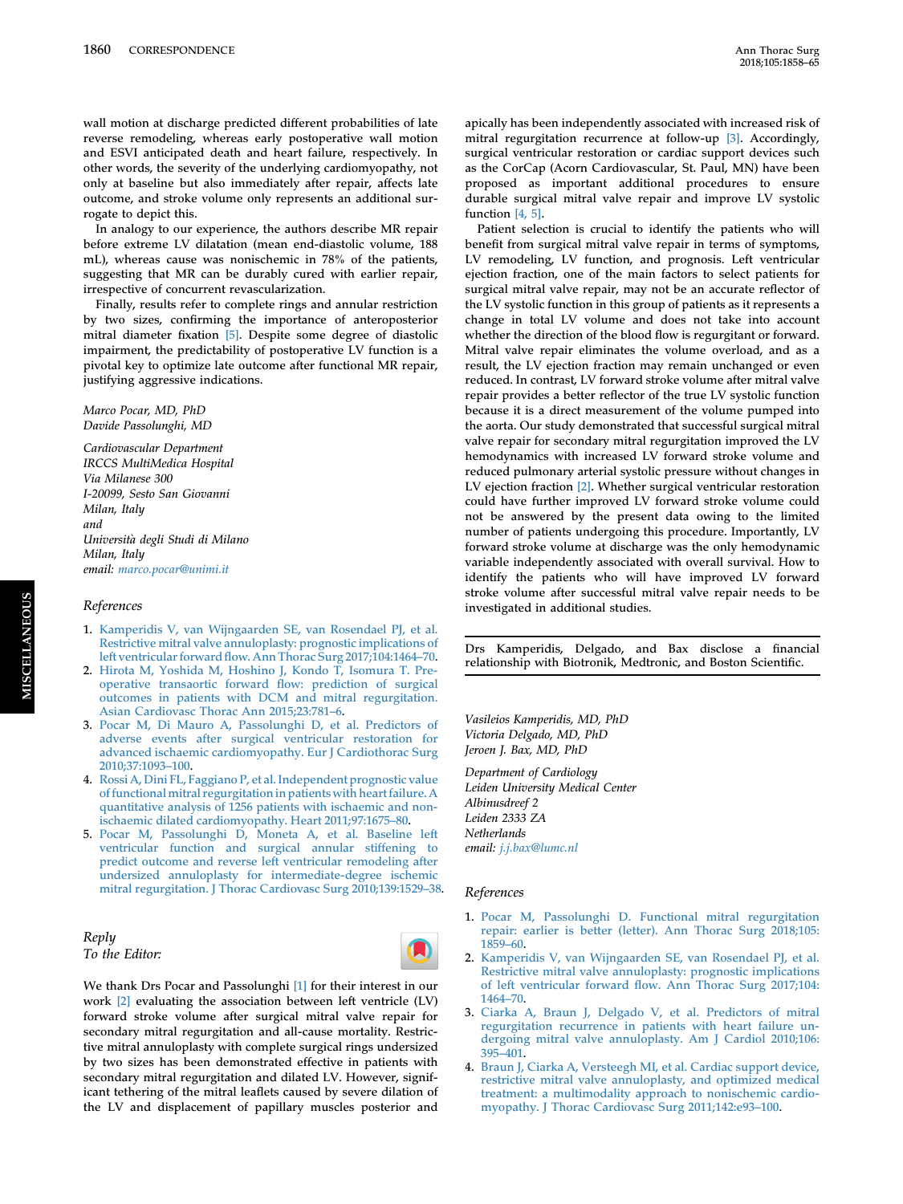wall motion at discharge predicted different probabilities of late reverse remodeling, whereas early postoperative wall motion and ESVI anticipated death and heart failure, respectively. In other words, the severity of the underlying cardiomyopathy, not only at baseline but also immediately after repair, affects late outcome, and stroke volume only represents an additional surrogate to depict this.

In analogy to our experience, the authors describe MR repair before extreme LV dilatation (mean end-diastolic volume, 188 mL), whereas cause was nonischemic in 78% of the patients, suggesting that MR can be durably cured with earlier repair, irrespective of concurrent revascularization.

Finally, results refer to complete rings and annular restriction by two sizes, confirming the importance of anteroposterior mitral diameter fixation [5]. Despite some degree of diastolic impairment, the predictability of postoperative LV function is a pivotal key to optimize late outcome after functional MR repair, justifying aggressive indications.

*Marco Pocar, MD, PhD*
*Davide Passolunghi, MD*

*Cardiovascular Department*
*IRCCS MultiMedica Hospital*
*Via Milanese 300*
*I-20099, Sesto San Giovanni*
*Milan, Italy*
*and*
*Università degli Studi di Milano*
*Milan, Italy*
*email: marco.pocar@unimi.it*

## References

1. Kamperidis V, van Wijngaarden SE, van Rosendael PJ, et al. Restrictive mitral valve annuloplasty: prognostic implications of left ventricular forward flow. Ann Thorac Surg 2017;104:1464–70.
2. Hirota M, Yoshida M, Hoshino J, Kondo T, Isomura T. Preoperative transaortic forward flow: prediction of surgical outcomes in patients with DCM and mitral regurgitation. Asian Cardiovasc Thorac Ann 2015;23:781–6.
3. Pocar M, Di Mauro A, Passolunghi D, et al. Predictors of adverse events after surgical ventricular restoration for advanced ischaemic cardiomyopathy. Eur J Cardiothorac Surg 2010;37:1093–100.
4. Rossi A, Dini FL, Faggiano P, et al. Independent prognostic value of functional mitral regurgitation in patients with heart failure. A quantitative analysis of 1256 patients with ischaemic and non-ischaemic dilated cardiomyopathy. Heart 2011;97:1675–80.
5. Pocar M, Passolunghi D, Moneta A, et al. Baseline left ventricular function and surgical annular stiffening to predict outcome and reverse left ventricular remodeling after undersized annuloplasty for intermediate-degree ischemic mitral regurgitation. J Thorac Cardiovasc Surg 2010;139:1529–38.

## Reply

*To the Editor:*

We thank Drs Pocar and Passolunghi [1] for their interest in our work [2] evaluating the association between left ventricle (LV) forward stroke volume after surgical mitral valve repair for secondary mitral regurgitation and all-cause mortality. Restrictive mitral annuloplasty with complete surgical rings undersized by two sizes has been demonstrated effective in patients with secondary mitral regurgitation and dilated LV. However, significant tethering of the mitral leaflets caused by severe dilation of the LV and displacement of papillary muscles posterior and apically has been independently associated with increased risk of mitral regurgitation recurrence at follow-up [3]. Accordingly, surgical ventricular restoration or cardiac support devices such as the CorCap (Acorn Cardiovascular, St. Paul, MN) have been proposed as important additional procedures to ensure durable surgical mitral valve repair and improve LV systolic function [4, 5].

Patient selection is crucial to identify the patients who will benefit from surgical mitral valve repair in terms of symptoms, LV remodeling, LV function, and prognosis. Left ventricular ejection fraction, one of the main factors to select patients for surgical mitral valve repair, may not be an accurate reflector of the LV systolic function in this group of patients as it represents a change in total LV volume and does not take into account whether the direction of the blood flow is regurgitant or forward. Mitral valve repair eliminates the volume overload, and as a result, the LV ejection fraction may remain unchanged or even reduced. In contrast, LV forward stroke volume after mitral valve repair provides a better reflector of the true LV systolic function because it is a direct measurement of the volume pumped into the aorta. Our study demonstrated that successful surgical mitral valve repair for secondary mitral regurgitation improved the LV hemodynamics with increased LV forward stroke volume and reduced pulmonary arterial systolic pressure without changes in LV ejection fraction [2]. Whether surgical ventricular restoration could have further improved LV forward stroke volume could not be answered by the present data owing to the limited number of patients undergoing this procedure. Importantly, LV forward stroke volume at discharge was the only hemodynamic variable independently associated with overall survival. How to identify the patients who will have improved LV forward stroke volume after successful mitral valve repair needs to be investigated in additional studies.

Drs Kamperidis, Delgado, and Bax disclose a financial relationship with Biotronik, Medtronic, and Boston Scientific.

*Vasileios Kamperidis, MD, PhD*
*Victoria Delgado, MD, PhD*
*Jeroen J. Bax, MD, PhD*

*Department of Cardiology*
*Leiden University Medical Center*
*Albinusdreef 2*
*Leiden 2333 ZA*
*Netherlands*
*email: j.j.bax@lumc.nl*

## References

1. Pocar M, Passolunghi D. Functional mitral regurgitation repair: earlier is better (letter). Ann Thorac Surg 2018;105:1859–60.
2. Kamperidis V, van Wijngaarden SE, van Rosendael PJ, et al. Restrictive mitral valve annuloplasty: prognostic implications of left ventricular forward flow. Ann Thorac Surg 2017;104:1464–70.
3. Ciarka A, Braun J, Delgado V, et al. Predictors of mitral regurgitation recurrence in patients with heart failure undergoing mitral valve annuloplasty. Am J Cardiol 2010;106:395–401.
4. Braun J, Ciarka A, Versteegh MI, et al. Cardiac support device, restrictive mitral valve annuloplasty, and optimized medical treatment: a multimodality approach to nonischemic cardiomyopathy. J Thorac Cardiovasc Surg 2011;142:e93–100.